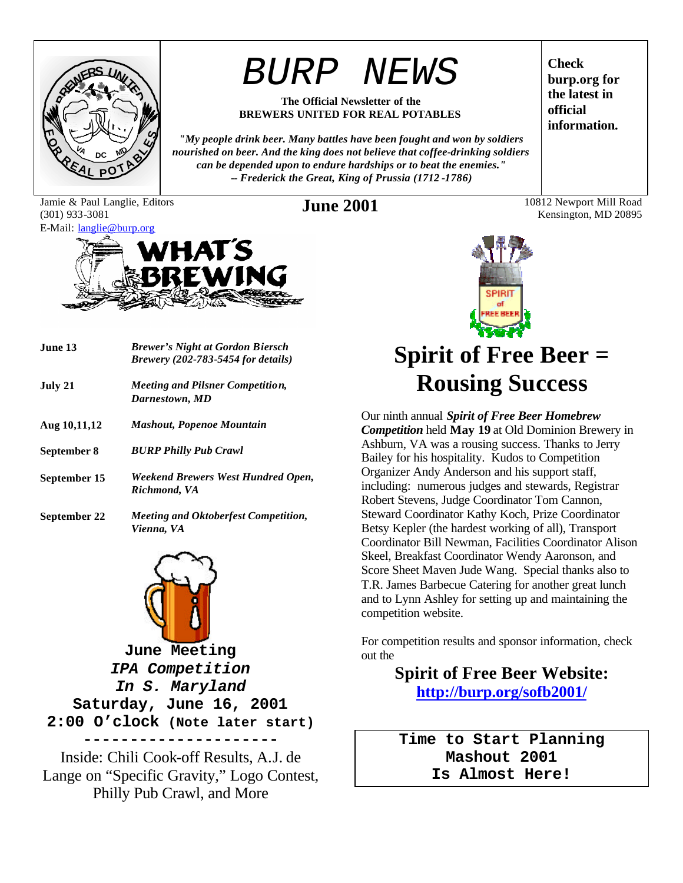# BURP NEWS

**The Official Newsletter of the BREWERS UNITED FOR REAL POTABLES**

***"My people drink beer. Many battles have been fought and won by soldiers nourished on beer. And the king does not believe that coffee-drinking soldiers can be depended upon to endure hardships or to beat the enemies." -- Frederick the Great, King of Prussia (1712 -1786)***

**Check burp.org for the latest in official information.**

Jamie & Paul Langlie, Editors
(301) 933-3081
E-Mail: langlie@burp.org

**June 2001**

10812 Newport Mill Road
Kensington, MD 20895

## WHAT'S BREWING

| | |
|---|---|
| **June 13** | ***Brewer's Night at Gordon Biersch Brewery (202-783-5454 for details)*** |
| **July 21** | ***Meeting and Pilsner Competition, Darnestown, MD*** |
| **Aug 10,11,12** | ***Mashout, Popenoe Mountain*** |
| **September 8** | ***BURP Philly Pub Crawl*** |
| **September 15** | ***Weekend Brewers West Hundred Open, Richmond, VA*** |
| **September 22** | ***Meeting and Oktoberfest Competition, Vienna, VA*** |

**June Meeting**
***IPA Competition***
***In S. Maryland***
**Saturday, June 16, 2001**
**2:00 O'clock (Note later start)**

---

Inside: Chili Cook-off Results, A.J. de Lange on "Specific Gravity," Logo Contest, Philly Pub Crawl, and More

# Spirit of Free Beer = Rousing Success

Our ninth annual ***Spirit of Free Beer Homebrew Competition*** held **May 19** at Old Dominion Brewery in Ashburn, VA was a rousing success. Thanks to Jerry Bailey for his hospitality. Kudos to Competition Organizer Andy Anderson and his support staff, including: numerous judges and stewards, Registrar Robert Stevens, Judge Coordinator Tom Cannon, Steward Coordinator Kathy Koch, Prize Coordinator Betsy Kepler (the hardest working of all), Transport Coordinator Bill Newman, Facilities Coordinator Alison Skeel, Breakfast Coordinator Wendy Aaronson, and Score Sheet Maven Jude Wang. Special thanks also to T.R. James Barbecue Catering for another great lunch and to Lynn Ashley for setting up and maintaining the competition website.

For competition results and sponsor information, check out the

**Spirit of Free Beer Website:**
**http://burp.org/sofb2001/**

**Time to Start Planning**
**Mashout 2001**
**Is Almost Here!**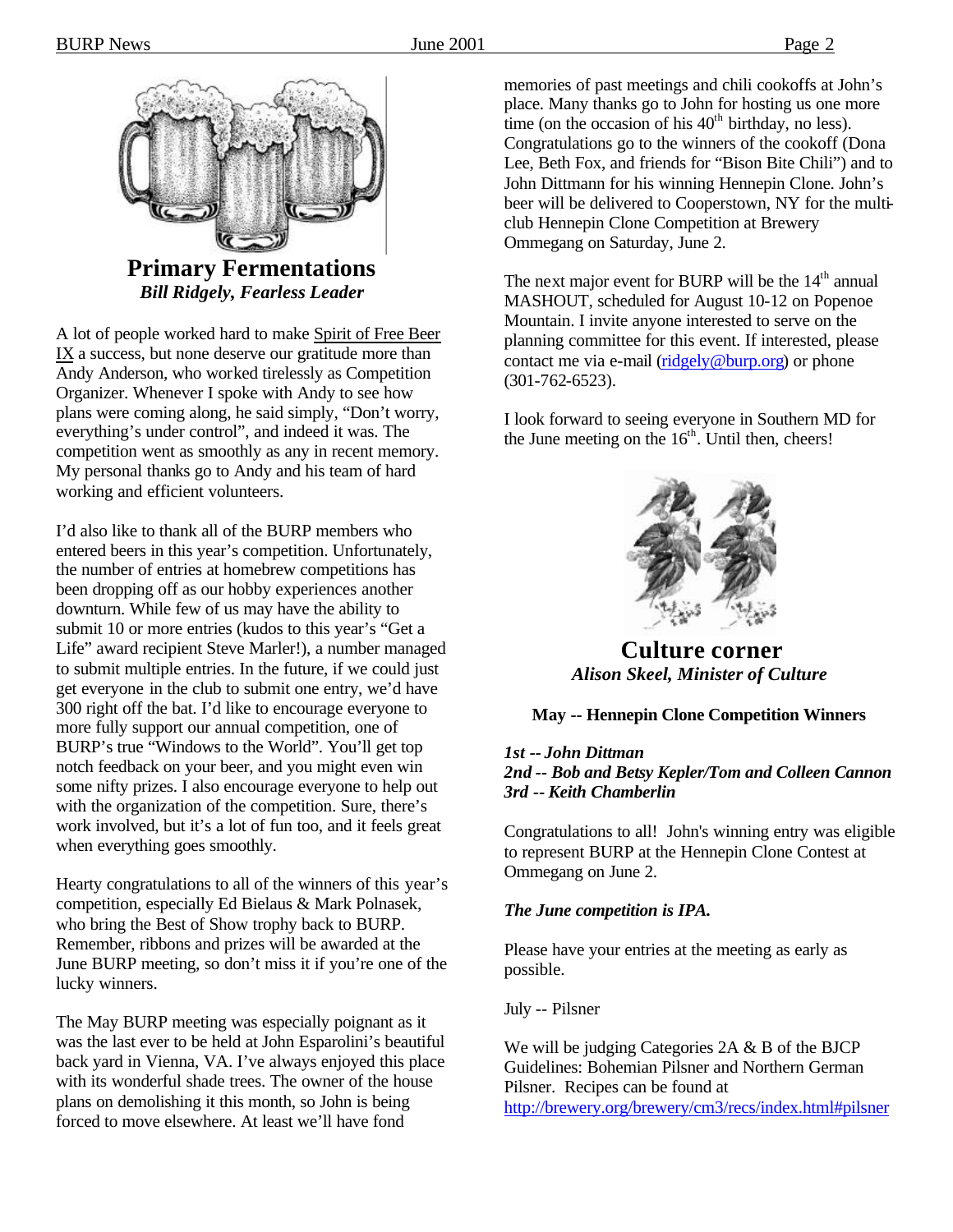## Primary Fermentations

***Bill Ridgely, Fearless Leader***

A lot of people worked hard to make Spirit of Free Beer IX a success, but none deserve our gratitude more than Andy Anderson, who worked tirelessly as Competition Organizer. Whenever I spoke with Andy to see how plans were coming along, he said simply, “Don’t worry, everything’s under control”, and indeed it was. The competition went as smoothly as any in recent memory. My personal thanks go to Andy and his team of hard working and efficient volunteers.

I’d also like to thank all of the BURP members who entered beers in this year’s competition. Unfortunately, the number of entries at homebrew competitions has been dropping off as our hobby experiences another downturn. While few of us may have the ability to submit 10 or more entries (kudos to this year’s “Get a Life” award recipient Steve Marler!), a number managed to submit multiple entries. In the future, if we could just get everyone in the club to submit one entry, we’d have 300 right off the bat. I’d like to encourage everyone to more fully support our annual competition, one of BURP’s true “Windows to the World”. You’ll get top notch feedback on your beer, and you might even win some nifty prizes. I also encourage everyone to help out with the organization of the competition. Sure, there’s work involved, but it’s a lot of fun too, and it feels great when everything goes smoothly.

Hearty congratulations to all of the winners of this year’s competition, especially Ed Bielaus & Mark Polnasek, who bring the Best of Show trophy back to BURP. Remember, ribbons and prizes will be awarded at the June BURP meeting, so don’t miss it if you’re one of the lucky winners.

The May BURP meeting was especially poignant as it was the last ever to be held at John Esparolini’s beautiful back yard in Vienna, VA. I’ve always enjoyed this place with its wonderful shade trees. The owner of the house plans on demolishing it this month, so John is being forced to move elsewhere. At least we’ll have fond memories of past meetings and chili cookoffs at John’s place. Many thanks go to John for hosting us one more time (on the occasion of his 40th birthday, no less). Congratulations go to the winners of the cookoff (Dona Lee, Beth Fox, and friends for “Bison Bite Chili”) and to John Dittmann for his winning Hennepin Clone. John’s beer will be delivered to Cooperstown, NY for the multi-club Hennepin Clone Competition at Brewery Ommegang on Saturday, June 2.

The next major event for BURP will be the 14th annual MASHOUT, scheduled for August 10-12 on Popenoe Mountain. I invite anyone interested to serve on the planning committee for this event. If interested, please contact me via e-mail (ridgely@burp.org) or phone (301-762-6523).

I look forward to seeing everyone in Southern MD for the June meeting on the 16th. Until then, cheers!

## Culture corner

***Alison Skeel, Minister of Culture***

**May -- Hennepin Clone Competition Winners**

***1st -- John Dittman***
***2nd -- Bob and Betsy Kepler/Tom and Colleen Cannon***
***3rd -- Keith Chamberlin***

Congratulations to all! John's winning entry was eligible to represent BURP at the Hennepin Clone Contest at Ommegang on June 2.

***The June competition is IPA.***

Please have your entries at the meeting as early as possible.

July -- Pilsner

We will be judging Categories 2A & B of the BJCP Guidelines: Bohemian Pilsner and Northern German Pilsner. Recipes can be found at http://brewery.org/brewery/cm3/recs/index.html#pilsner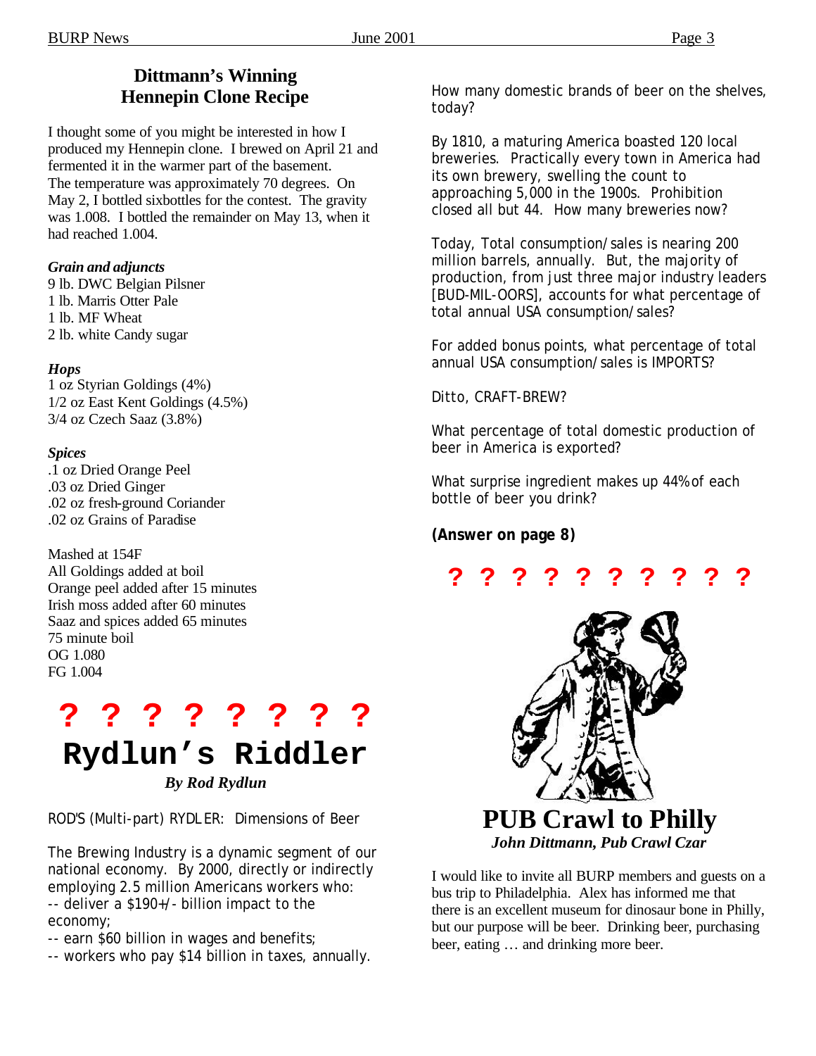## Dittmann's Winning Hennepin Clone Recipe

I thought some of you might be interested in how I produced my Hennepin clone. I brewed on April 21 and fermented it in the warmer part of the basement. The temperature was approximately 70 degrees. On May 2, I bottled sixbottles for the contest. The gravity was 1.008. I bottled the remainder on May 13, when it had reached 1.004.

***Grain and adjuncts***

9 lb. DWC Belgian Pilsner
1 lb. Marris Otter Pale
1 lb. MF Wheat
2 lb. white Candy sugar

***Hops***

1 oz Styrian Goldings (4%)
1/2 oz East Kent Goldings (4.5%)
3/4 oz Czech Saaz (3.8%)

***Spices***

.1 oz Dried Orange Peel
.03 oz Dried Ginger
.02 oz fresh-ground Coriander
.02 oz Grains of Paradise

Mashed at 154F
All Goldings added at boil
Orange peel added after 15 minutes
Irish moss added after 60 minutes
Saaz and spices added 65 minutes
75 minute boil
OG 1.080
FG 1.004

**? ? ? ? ? ? ? ?**

## Rydlun's Riddler

***By Rod Rydlun***

ROD'S (Multi-part) RYDLER: Dimensions of Beer

The Brewing Industry is a dynamic segment of our national economy. By 2000, directly or indirectly employing 2.5 million Americans workers who:
-- deliver a $190+/- billion impact to the economy;
-- earn $60 billion in wages and benefits;
-- workers who pay $14 billion in taxes, annually.

How many domestic brands of beer on the shelves, today?

By 1810, a maturing America boasted 120 local breweries. Practically every town in America had its own brewery, swelling the count to approaching 5,000 in the 1900s. Prohibition closed all but 44. How many breweries now?

Today, Total consumption/sales is nearing 200 million barrels, annually. But, the majority of production, from just three major industry leaders [BUD-MIL-OORS], accounts for what percentage of total annual USA consumption/sales?

For added bonus points, what percentage of total annual USA consumption/sales is IMPORTS?

Ditto, CRAFT-BREW?

What percentage of total domestic production of beer in America is exported?

What surprise ingredient makes up 44% of each bottle of beer you drink?

**(Answer on page 8)**

**? ? ? ? ? ? ? ? ? ?**

## PUB Crawl to Philly

***John Dittmann, Pub Crawl Czar***

I would like to invite all BURP members and guests on a bus trip to Philadelphia. Alex has informed me that there is an excellent museum for dinosaur bone in Philly, but our purpose will be beer. Drinking beer, purchasing beer, eating … and drinking more beer.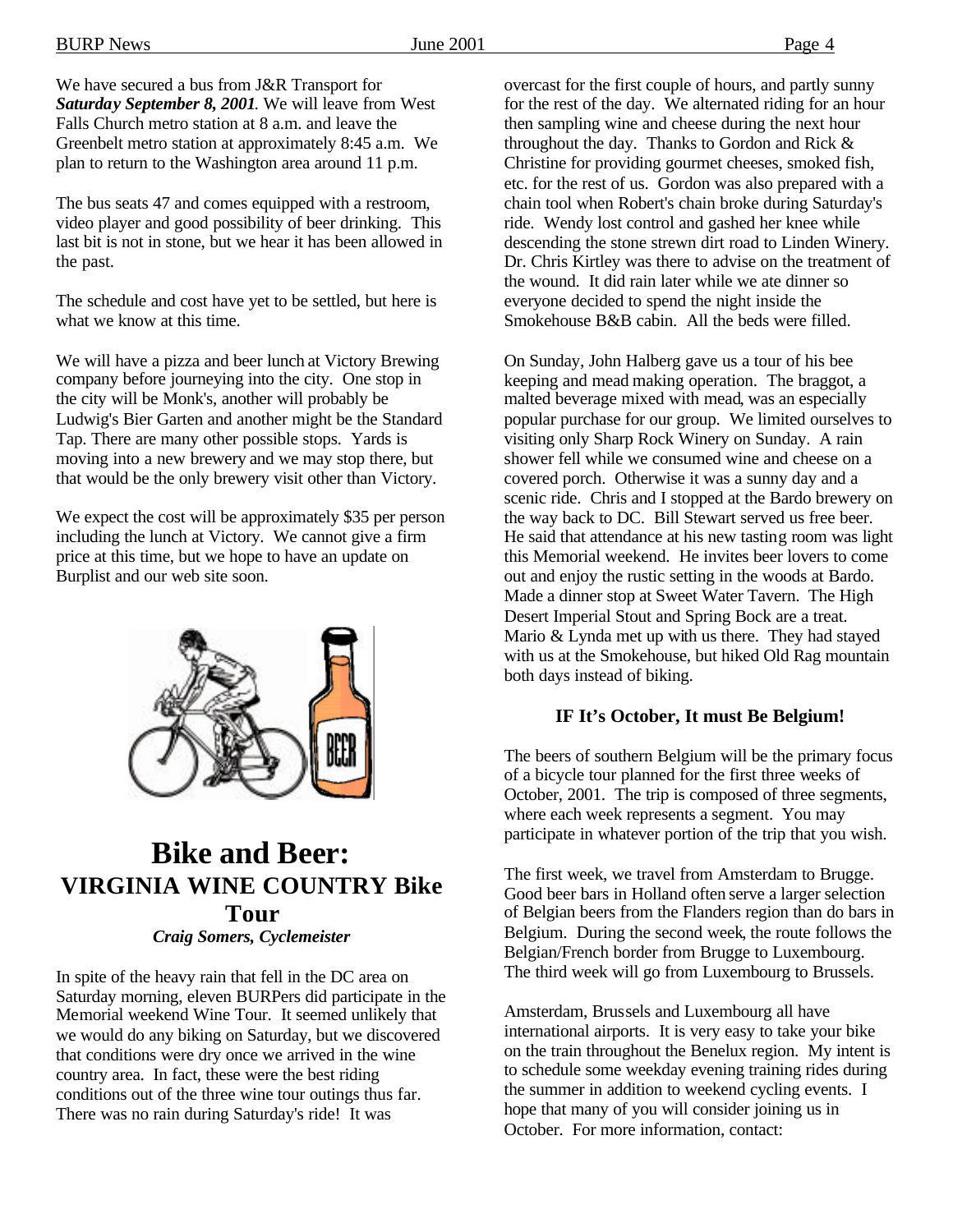We have secured a bus from J&R Transport for ***Saturday September 8, 2001***. We will leave from West Falls Church metro station at 8 a.m. and leave the Greenbelt metro station at approximately 8:45 a.m. We plan to return to the Washington area around 11 p.m.

The bus seats 47 and comes equipped with a restroom, video player and good possibility of beer drinking. This last bit is not in stone, but we hear it has been allowed in the past.

The schedule and cost have yet to be settled, but here is what we know at this time.

We will have a pizza and beer lunch at Victory Brewing company before journeying into the city. One stop in the city will be Monk's, another will probably be Ludwig's Bier Garten and another might be the Standard Tap. There are many other possible stops. Yards is moving into a new brewery and we may stop there, but that would be the only brewery visit other than Victory.

We expect the cost will be approximately $35 per person including the lunch at Victory. We cannot give a firm price at this time, but we hope to have an update on Burplist and our web site soon.

# Bike and Beer:
## VIRGINIA WINE COUNTRY Bike Tour

***Craig Somers, Cyclemeister***

In spite of the heavy rain that fell in the DC area on Saturday morning, eleven BURPers did participate in the Memorial weekend Wine Tour. It seemed unlikely that we would do any biking on Saturday, but we discovered that conditions were dry once we arrived in the wine country area. In fact, these were the best riding conditions out of the three wine tour outings thus far. There was no rain during Saturday's ride! It was overcast for the first couple of hours, and partly sunny for the rest of the day. We alternated riding for an hour then sampling wine and cheese during the next hour throughout the day. Thanks to Gordon and Rick & Christine for providing gourmet cheeses, smoked fish, etc. for the rest of us. Gordon was also prepared with a chain tool when Robert's chain broke during Saturday's ride. Wendy lost control and gashed her knee while descending the stone strewn dirt road to Linden Winery. Dr. Chris Kirtley was there to advise on the treatment of the wound. It did rain later while we ate dinner so everyone decided to spend the night inside the Smokehouse B&B cabin. All the beds were filled.

On Sunday, John Halberg gave us a tour of his bee keeping and mead making operation. The braggot, a malted beverage mixed with mead, was an especially popular purchase for our group. We limited ourselves to visiting only Sharp Rock Winery on Sunday. A rain shower fell while we consumed wine and cheese on a covered porch. Otherwise it was a sunny day and a scenic ride. Chris and I stopped at the Bardo brewery on the way back to DC. Bill Stewart served us free beer. He said that attendance at his new tasting room was light this Memorial weekend. He invites beer lovers to come out and enjoy the rustic setting in the woods at Bardo. Made a dinner stop at Sweet Water Tavern. The High Desert Imperial Stout and Spring Bock are a treat. Mario & Lynda met up with us there. They had stayed with us at the Smokehouse, but hiked Old Rag mountain both days instead of biking.

### IF It's October, It must Be Belgium!

The beers of southern Belgium will be the primary focus of a bicycle tour planned for the first three weeks of October, 2001. The trip is composed of three segments, where each week represents a segment. You may participate in whatever portion of the trip that you wish.

The first week, we travel from Amsterdam to Brugge. Good beer bars in Holland often serve a larger selection of Belgian beers from the Flanders region than do bars in Belgium. During the second week, the route follows the Belgian/French border from Brugge to Luxembourg. The third week will go from Luxembourg to Brussels.

Amsterdam, Brussels and Luxembourg all have international airports. It is very easy to take your bike on the train throughout the Benelux region. My intent is to schedule some weekday evening training rides during the summer in addition to weekend cycling events. I hope that many of you will consider joining us in October. For more information, contact: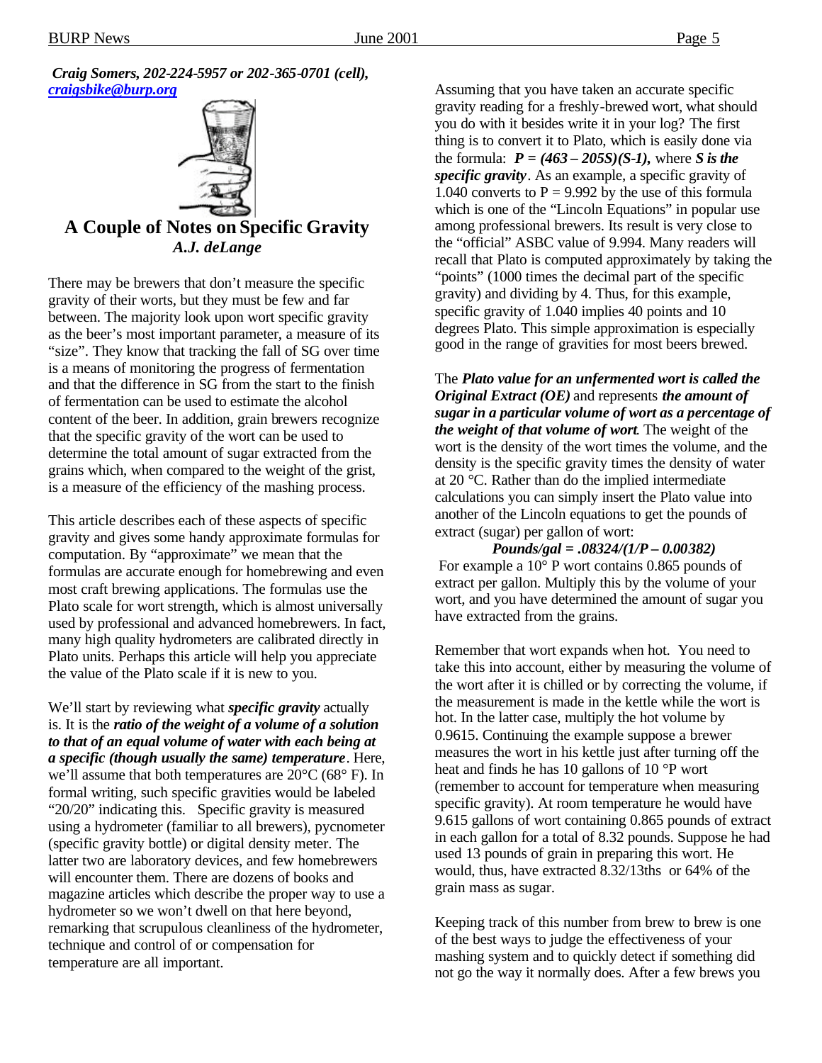***Craig Somers, 202-224-5957 or 202-365-0701 (cell), [craigsbike@burp.org](mailto:craigsbike@burp.org)***

## A Couple of Notes on Specific Gravity

***A.J. deLange***

There may be brewers that don't measure the specific gravity of their worts, but they must be few and far between. The majority look upon wort specific gravity as the beer's most important parameter, a measure of its "size". They know that tracking the fall of SG over time is a means of monitoring the progress of fermentation and that the difference in SG from the start to the finish of fermentation can be used to estimate the alcohol content of the beer. In addition, grain brewers recognize that the specific gravity of the wort can be used to determine the total amount of sugar extracted from the grains which, when compared to the weight of the grist, is a measure of the efficiency of the mashing process.

This article describes each of these aspects of specific gravity and gives some handy approximate formulas for computation. By "approximate" we mean that the formulas are accurate enough for homebrewing and even most craft brewing applications. The formulas use the Plato scale for wort strength, which is almost universally used by professional and advanced homebrewers. In fact, many high quality hydrometers are calibrated directly in Plato units. Perhaps this article will help you appreciate the value of the Plato scale if it is new to you.

We'll start by reviewing what ***specific gravity*** actually is. It is the ***ratio of the weight of a volume of a solution to that of an equal volume of water with each being at a specific (though usually the same) temperature***. Here, we'll assume that both temperatures are 20°C (68° F). In formal writing, such specific gravities would be labeled "20/20" indicating this. Specific gravity is measured using a hydrometer (familiar to all brewers), pycnometer (specific gravity bottle) or digital density meter. The latter two are laboratory devices, and few homebrewers will encounter them. There are dozens of books and magazine articles which describe the proper way to use a hydrometer so we won't dwell on that here beyond, remarking that scrupulous cleanliness of the hydrometer, technique and control of or compensation for temperature are all important.

Assuming that you have taken an accurate specific gravity reading for a freshly-brewed wort, what should you do with it besides write it in your log? The first thing is to convert it to Plato, which is easily done via the formula: $P = (463 - 205S)(S-1)$, where ***S is the specific gravity***. As an example, a specific gravity of 1.040 converts to P = 9.992 by the use of this formula which is one of the "Lincoln Equations" in popular use among professional brewers. Its result is very close to the "official" ASBC value of 9.994. Many readers will recall that Plato is computed approximately by taking the "points" (1000 times the decimal part of the specific gravity) and dividing by 4. Thus, for this example, specific gravity of 1.040 implies 40 points and 10 degrees Plato. This simple approximation is especially good in the range of gravities for most beers brewed.

The ***Plato value for an unfermented wort is called the Original Extract (OE)*** and represents ***the amount of sugar in a particular volume of wort as a percentage of the weight of that volume of wort***. The weight of the wort is the density of the wort times the volume, and the density is the specific gravity times the density of water at 20 °C. Rather than do the implied intermediate calculations you can simply insert the Plato value into another of the Lincoln equations to get the pounds of extract (sugar) per gallon of wort:

$$\text{Pounds/gal} = .08324/(1/P - 0.00382)$$

For example a 10° P wort contains 0.865 pounds of extract per gallon. Multiply this by the volume of your wort, and you have determined the amount of sugar you have extracted from the grains.

Remember that wort expands when hot. You need to take this into account, either by measuring the volume of the wort after it is chilled or by correcting the volume, if the measurement is made in the kettle while the wort is hot. In the latter case, multiply the hot volume by 0.9615. Continuing the example suppose a brewer measures the wort in his kettle just after turning off the heat and finds he has 10 gallons of 10 °P wort (remember to account for temperature when measuring specific gravity). At room temperature he would have 9.615 gallons of wort containing 0.865 pounds of extract in each gallon for a total of 8.32 pounds. Suppose he had used 13 pounds of grain in preparing this wort. He would, thus, have extracted 8.32/13ths or 64% of the grain mass as sugar.

Keeping track of this number from brew to brew is one of the best ways to judge the effectiveness of your mashing system and to quickly detect if something did not go the way it normally does. After a few brews you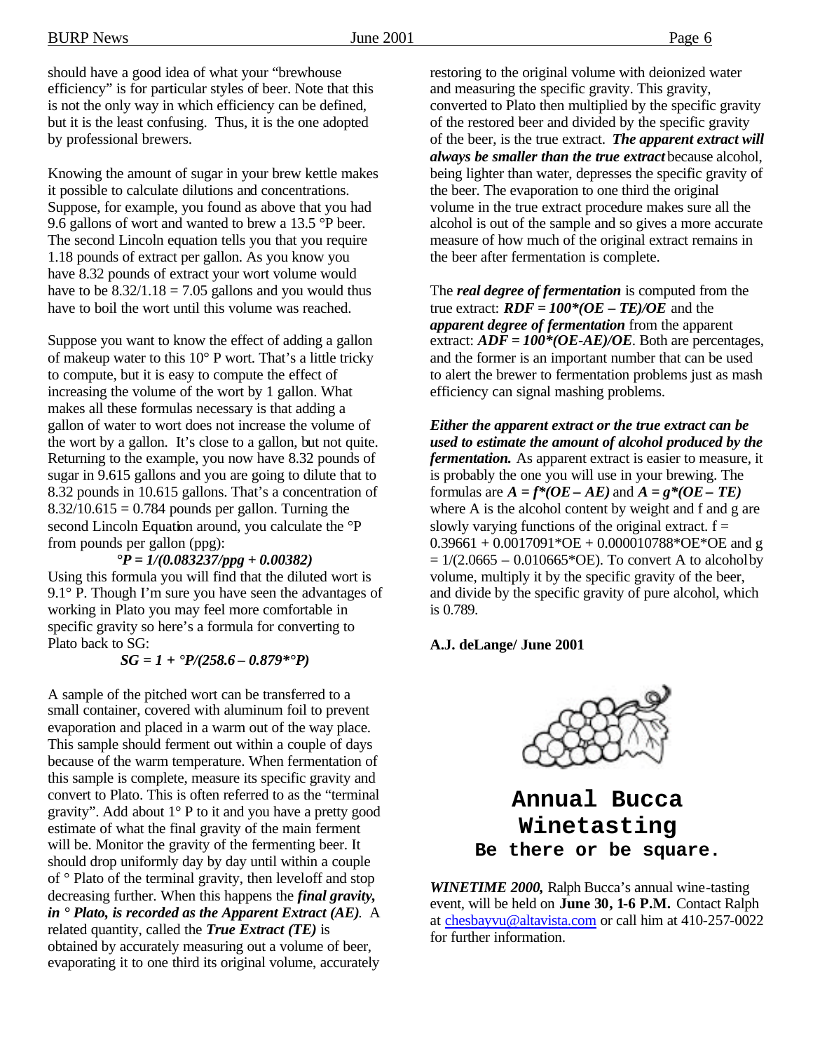should have a good idea of what your "brewhouse efficiency" is for particular styles of beer. Note that this is not the only way in which efficiency can be defined, but it is the least confusing. Thus, it is the one adopted by professional brewers.

Knowing the amount of sugar in your brew kettle makes it possible to calculate dilutions and concentrations. Suppose, for example, you found as above that you had 9.6 gallons of wort and wanted to brew a 13.5 °P beer. The second Lincoln equation tells you that you require 1.18 pounds of extract per gallon. As you know you have 8.32 pounds of extract your wort volume would have to be 8.32/1.18 = 7.05 gallons and you would thus have to boil the wort until this volume was reached.

Suppose you want to know the effect of adding a gallon of makeup water to this 10° P wort. That's a little tricky to compute, but it is easy to compute the effect of increasing the volume of the wort by 1 gallon. What makes all these formulas necessary is that adding a gallon of water to wort does not increase the volume of the wort by a gallon. It's close to a gallon, but not quite. Returning to the example, you now have 8.32 pounds of sugar in 9.615 gallons and you are going to dilute that to 8.32 pounds in 10.615 gallons. That's a concentration of 8.32/10.615 = 0.784 pounds per gallon. Turning the second Lincoln Equation around, you calculate the °P from pounds per gallon (ppg):

$$°P = 1/(0.083237/ppg + 0.00382)$$

Using this formula you will find that the diluted wort is 9.1° P. Though I'm sure you have seen the advantages of working in Plato you may feel more comfortable in specific gravity so here's a formula for converting to Plato back to SG:

$$SG = 1 + °P/(258.6 - 0.879 \cdot °P)$$

A sample of the pitched wort can be transferred to a small container, covered with aluminum foil to prevent evaporation and placed in a warm out of the way place. This sample should ferment out within a couple of days because of the warm temperature. When fermentation of this sample is complete, measure its specific gravity and convert to Plato. This is often referred to as the "terminal gravity". Add about 1° P to it and you have a pretty good estimate of what the final gravity of the main ferment will be. Monitor the gravity of the fermenting beer. It should drop uniformly day by day until within a couple of ° Plato of the terminal gravity, then level off and stop decreasing further. When this happens the ***final gravity, in ° Plato, is recorded as the Apparent Extract (AE)***. A related quantity, called the ***True Extract (TE)*** is obtained by accurately measuring out a volume of beer, evaporating it to one third its original volume, accurately restoring to the original volume with deionized water and measuring the specific gravity. This gravity, converted to Plato then multiplied by the specific gravity of the restored beer and divided by the specific gravity of the beer, is the true extract. ***The apparent extract will always be smaller than the true extract*** because alcohol, being lighter than water, depresses the specific gravity of the beer. The evaporation to one third the original volume in the true extract procedure makes sure all the alcohol is out of the sample and so gives a more accurate measure of how much of the original extract remains in the beer after fermentation is complete.

The ***real degree of fermentation*** is computed from the true extract: $RDF = 100 \cdot (OE - TE)/OE$ and the ***apparent degree of fermentation*** from the apparent extract: $ADF = 100 \cdot (OE - AE)/OE$. Both are percentages, and the former is an important number that can be used to alert the brewer to fermentation problems just as mash efficiency can signal mashing problems.

***Either the apparent extract or the true extract can be used to estimate the amount of alcohol produced by the fermentation.*** As apparent extract is easier to measure, it is probably the one you will use in your brewing. The formulas are $A = f \cdot (OE - AE)$ and $A = g \cdot (OE - TE)$ where A is the alcohol content by weight and f and g are slowly varying functions of the original extract. $f = 0.39661 + 0.0017091 \cdot OE + 0.000010788 \cdot OE \cdot OE$ and $g = 1/(2.0665 - 0.010665 \cdot OE)$. To convert A to alcohol by volume, multiply it by the specific gravity of the beer, and divide by the specific gravity of pure alcohol, which is 0.789.

**A.J. deLange/ June 2001**

# Annual Bucca Winetasting

**Be there or be square.**

***WINETIME 2000,*** Ralph Bucca's annual wine-tasting event, will be held on **June 30, 1-6 P.M.** Contact Ralph at chesbayvu@altavista.com or call him at 410-257-0022 for further information.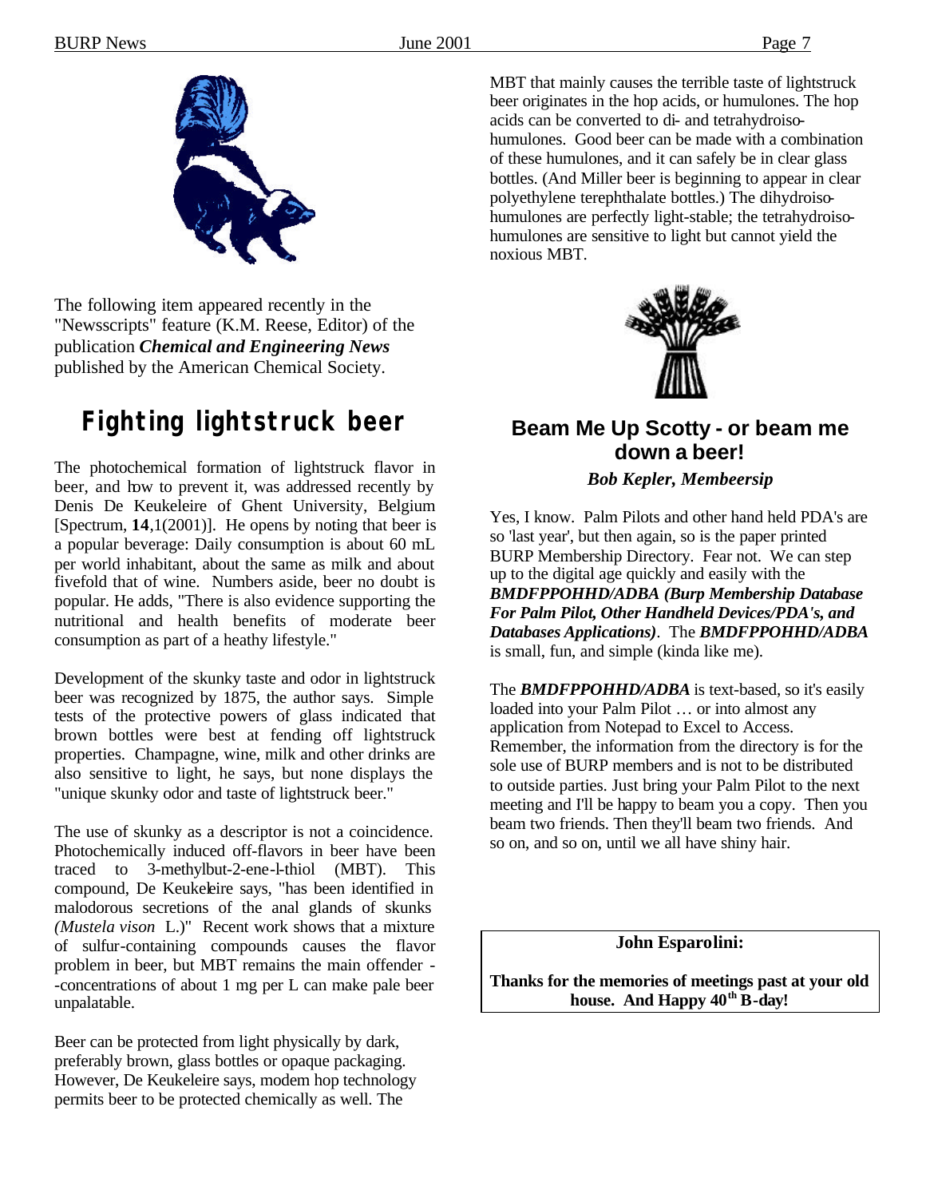The following item appeared recently in the "Newsscripts" feature (K.M. Reese, Editor) of the publication ***Chemical and Engineering News*** published by the American Chemical Society.

## Fighting lightstruck beer

The photochemical formation of lightstruck flavor in beer, and how to prevent it, was addressed recently by Denis De Keukeleire of Ghent University, Belgium [Spectrum, **14**,1(2001)]. He opens by noting that beer is a popular beverage: Daily consumption is about 60 mL per world inhabitant, about the same as milk and about fivefold that of wine. Numbers aside, beer no doubt is popular. He adds, "There is also evidence supporting the nutritional and health benefits of moderate beer consumption as part of a heathy lifestyle."

Development of the skunky taste and odor in lightstruck beer was recognized by 1875, the author says. Simple tests of the protective powers of glass indicated that brown bottles were best at fending off lightstruck properties. Champagne, wine, milk and other drinks are also sensitive to light, he says, but none displays the "unique skunky odor and taste of lightstruck beer."

The use of skunky as a descriptor is not a coincidence. Photochemically induced off-flavors in beer have been traced to 3-methylbut-2-ene-l-thiol (MBT). This compound, De Keukeleire says, "has been identified in malodorous secretions of the anal glands of skunks *(Mustela vison* L.)" Recent work shows that a mixture of sulfur-containing compounds causes the flavor problem in beer, but MBT remains the main offender --concentrations of about 1 mg per L can make pale beer unpalatable.

Beer can be protected from light physically by dark, preferably brown, glass bottles or opaque packaging. However, De Keukeleire says, modem hop technology permits beer to be protected chemically as well. The MBT that mainly causes the terrible taste of lightstruck beer originates in the hop acids, or humulones. The hop acids can be converted to di- and tetrahydroiso-humulones. Good beer can be made with a combination of these humulones, and it can safely be in clear glass bottles. (And Miller beer is beginning to appear in clear polyethylene terephthalate bottles.) The dihydroiso-humulones are perfectly light-stable; the tetrahydroiso-humulones are sensitive to light but cannot yield the noxious MBT.

## Beam Me Up Scotty - or beam me down a beer!

***Bob Kepler, Membeersip***

Yes, I know. Palm Pilots and other hand held PDA's are so 'last year', but then again, so is the paper printed BURP Membership Directory. Fear not. We can step up to the digital age quickly and easily with the ***BMDFPPOHHD/ADBA (Burp Membership Database For Palm Pilot, Other Handheld Devices/PDA's, and Databases Applications)***. The ***BMDFPPOHHD/ADBA*** is small, fun, and simple (kinda like me).

The ***BMDFPPOHHD/ADBA*** is text-based, so it's easily loaded into your Palm Pilot … or into almost any application from Notepad to Excel to Access. Remember, the information from the directory is for the sole use of BURP members and is not to be distributed to outside parties. Just bring your Palm Pilot to the next meeting and I'll be happy to beam you a copy. Then you beam two friends. Then they'll beam two friends. And so on, and so on, until we all have shiny hair.

**John Esparolini:**

**Thanks for the memories of meetings past at your old house. And Happy 40th B-day!**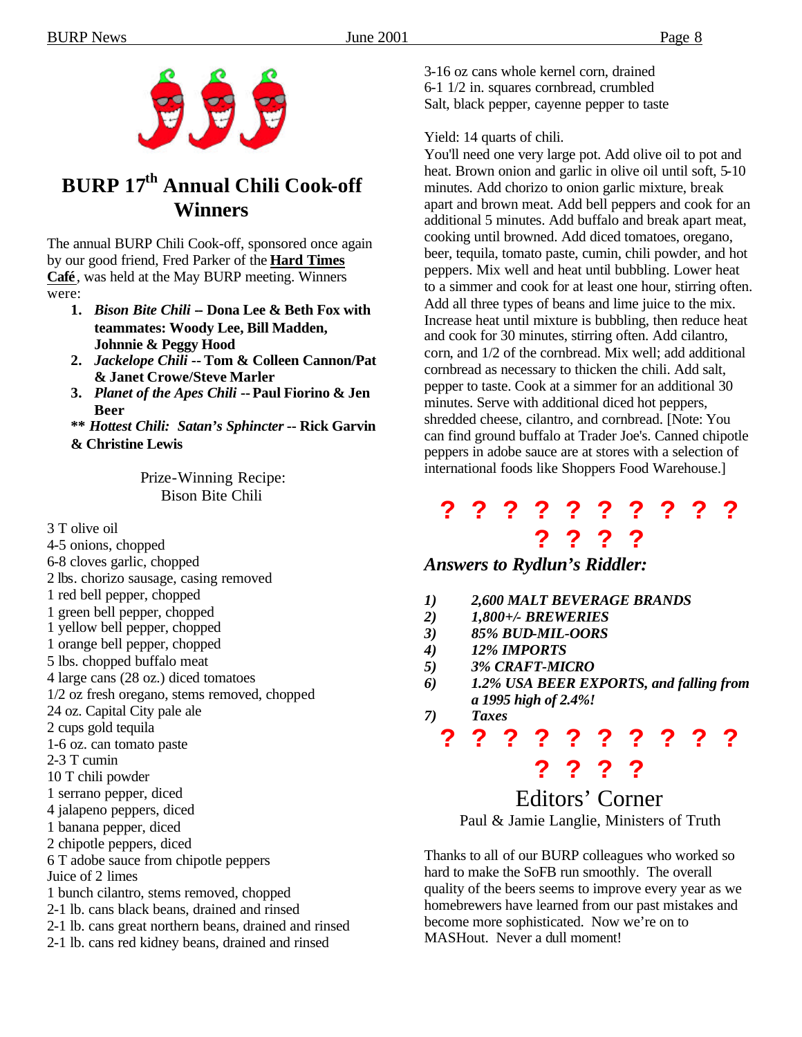# BURP 17th Annual Chili Cook-off Winners

The annual BURP Chili Cook-off, sponsored once again by our good friend, Fred Parker of the **Hard Times Café**, was held at the May BURP meeting. Winners were:

1. ***Bison Bite Chili* – Dona Lee & Beth Fox with teammates: Woody Lee, Bill Madden, Johnnie & Peggy Hood**
2. ***Jackelope Chili* -- Tom & Colleen Cannon/Pat & Janet Crowe/Steve Marler**
3. ***Planet of the Apes Chili* -- Paul Fiorino & Jen Beer**

**\*\* *Hottest Chili: Satan's Sphincter* -- Rick Garvin & Christine Lewis**

Prize-Winning Recipe:
Bison Bite Chili

3 T olive oil
4-5 onions, chopped
6-8 cloves garlic, chopped
2 lbs. chorizo sausage, casing removed
1 red bell pepper, chopped
1 green bell pepper, chopped
1 yellow bell pepper, chopped
1 orange bell pepper, chopped
5 lbs. chopped buffalo meat
4 large cans (28 oz.) diced tomatoes
1/2 oz fresh oregano, stems removed, chopped
24 oz. Capital City pale ale
2 cups gold tequila
1-6 oz. can tomato paste
2-3 T cumin
10 T chili powder
1 serrano pepper, diced
4 jalapeno peppers, diced
1 banana pepper, diced
2 chipotle peppers, diced
6 T adobe sauce from chipotle peppers
Juice of 2 limes
1 bunch cilantro, stems removed, chopped
2-1 lb. cans black beans, drained and rinsed
2-1 lb. cans great northern beans, drained and rinsed
2-1 lb. cans red kidney beans, drained and rinsed
3-16 oz cans whole kernel corn, drained
6-1 1/2 in. squares cornbread, crumbled
Salt, black pepper, cayenne pepper to taste

Yield: 14 quarts of chili.

You'll need one very large pot. Add olive oil to pot and heat. Brown onion and garlic in olive oil until soft, 5-10 minutes. Add chorizo to onion garlic mixture, break apart and brown meat. Add bell peppers and cook for an additional 5 minutes. Add buffalo and break apart meat, cooking until browned. Add diced tomatoes, oregano, beer, tequila, tomato paste, cumin, chili powder, and hot peppers. Mix well and heat until bubbling. Lower heat to a simmer and cook for at least one hour, stirring often. Add all three types of beans and lime juice to the mix. Increase heat until mixture is bubbling, then reduce heat and cook for 30 minutes, stirring often. Add cilantro, corn, and 1/2 of the cornbread. Mix well; add additional cornbread as necessary to thicken the chili. Add salt, pepper to taste. Cook at a simmer for an additional 30 minutes. Serve with additional diced hot peppers, shredded cheese, cilantro, and cornbread. [Note: You can find ground buffalo at Trader Joe's. Canned chipotle peppers in adobe sauce are at stores with a selection of international foods like Shoppers Food Warehouse.]

? ? ? ? ? ? ? ? ? ? ? ? ? ?

## *Answers to Rydlun's Riddler:*

1) ***2,600 MALT BEVERAGE BRANDS***
2) ***1,800+/- BREWERIES***
3) ***85% BUD-MIL-OORS***
4) ***12% IMPORTS***
5) ***3% CRAFT-MICRO***
6) ***1.2% USA BEER EXPORTS, and falling from a 1995 high of 2.4%!***
7) ***Taxes***

? ? ? ? ? ? ? ? ? ? ? ? ? ?

## Editors' Corner

Paul & Jamie Langlie, Ministers of Truth

Thanks to all of our BURP colleagues who worked so hard to make the SoFB run smoothly. The overall quality of the beers seems to improve every year as we homebrewers have learned from our past mistakes and become more sophisticated. Now we're on to MASHout. Never a dull moment!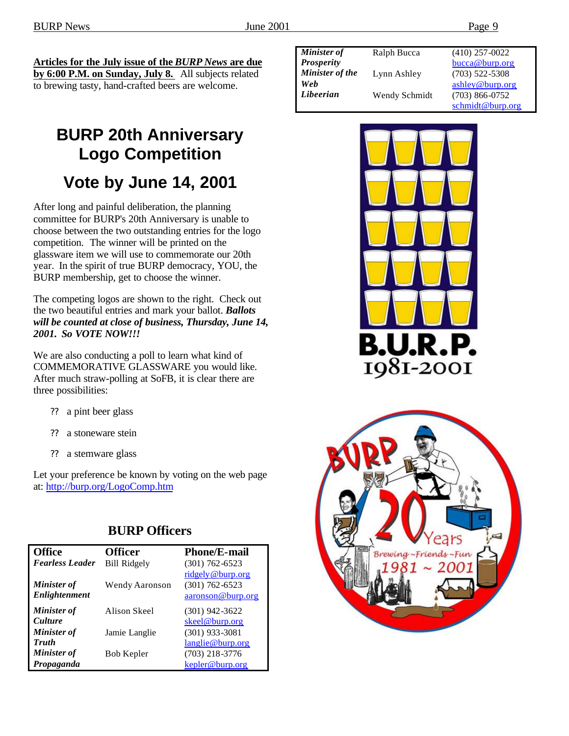**Articles for the July issue of the *BURP News* are due by 6:00 P.M. on Sunday, July 8.** All subjects related to brewing tasty, hand-crafted beers are welcome.

# BURP 20th Anniversary Logo Competition

# Vote by June 14, 2001

After long and painful deliberation, the planning committee for BURP's 20th Anniversary is unable to choose between the two outstanding entries for the logo competition. The winner will be printed on the glassware item we will use to commemorate our 20th year. In the spirit of true BURP democracy, YOU, the BURP membership, get to choose the winner.

The competing logos are shown to the right. Check out the two beautiful entries and mark your ballot. ***Ballots will be counted at close of business, Thursday, June 14, 2001. So VOTE NOW!!!***

We are also conducting a poll to learn what kind of COMMEMORATIVE GLASSWARE you would like. After much straw-polling at SoFB, it is clear there are three possibilities:

- a pint beer glass
- a stoneware stein
- a stemware glass

Let your preference be known by voting on the web page at: http://burp.org/LogoComp.htm

## BURP Officers

| Office | Officer | Phone/E-mail |
|---|---|---|
| ***Fearless Leader*** | Bill Ridgely | (301) 762-6523 ridgely@burp.org |
| ***Minister of Enlightenment*** | Wendy Aaronson | (301) 762-6523 aaronson@burp.org |
| ***Minister of Culture*** | Alison Skeel | (301) 942-3622 skeel@burp.org |
| ***Minister of Truth*** | Jamie Langlie | (301) 933-3081 langlie@burp.org |
| ***Minister of Propaganda*** | Bob Kepler | (703) 218-3776 kepler@burp.org |
| ***Minister of Prosperity*** | Ralph Bucca | (410) 257-0022 bucca@burp.org |
| ***Minister of the Web*** | Lynn Ashley | (703) 522-5308 ashley@burp.org |
| ***Libeerian*** | Wendy Schmidt | (703) 866-0752 schmidt@burp.org |

B.U.R.P.
1981-2001

BURP
20 Years
Brewing ~ Friends ~ Fun
1981 ~ 2001